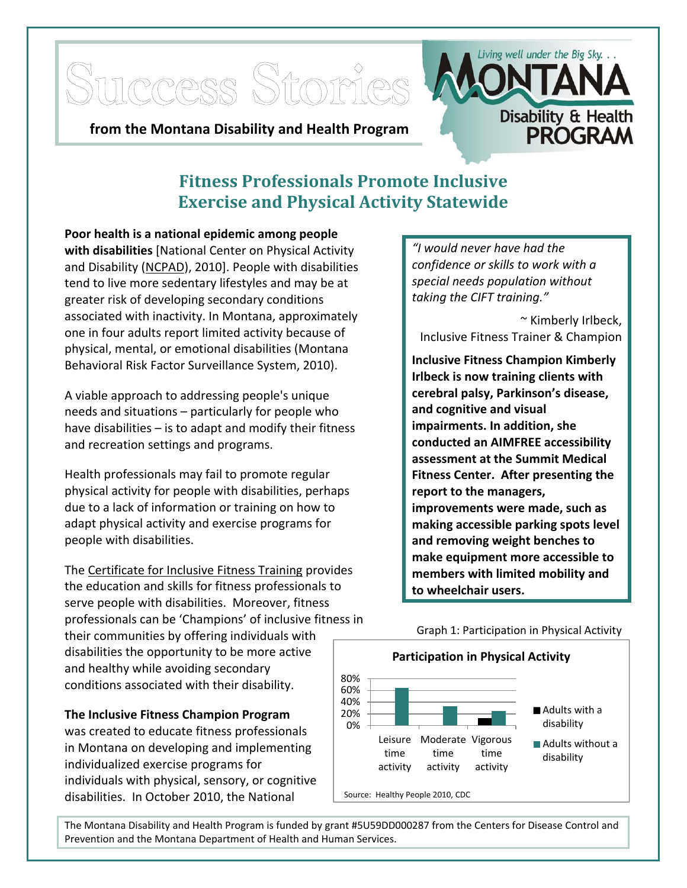# Success Stories

**from the Montana Disability and Health Program**

Living well under the Big Sky. . .
MONTANA Disability & Health PROGRAM

## Fitness Professionals Promote Inclusive Exercise and Physical Activity Statewide

**Poor health is a national epidemic among people with disabilities** [National Center on Physical Activity and Disability (NCPAD), 2010]. People with disabilities tend to live more sedentary lifestyles and may be at greater risk of developing secondary conditions associated with inactivity. In Montana, approximately one in four adults report limited activity because of physical, mental, or emotional disabilities (Montana Behavioral Risk Factor Surveillance System, 2010).

A viable approach to addressing people's unique needs and situations – particularly for people who have disabilities – is to adapt and modify their fitness and recreation settings and programs.

Health professionals may fail to promote regular physical activity for people with disabilities, perhaps due to a lack of information or training on how to adapt physical activity and exercise programs for people with disabilities.

The Certificate for Inclusive Fitness Training provides the education and skills for fitness professionals to serve people with disabilities. Moreover, fitness professionals can be 'Champions' of inclusive fitness in their communities by offering individuals with disabilities the opportunity to be more active and healthy while avoiding secondary conditions associated with their disability.

**The Inclusive Fitness Champion Program** was created to educate fitness professionals in Montana on developing and implementing individualized exercise programs for individuals with physical, sensory, or cognitive disabilities. In October 2010, the National

*"I would never have had the confidence or skills to work with a special needs population without taking the CIFT training."*

~ Kimberly Irlbeck,
Inclusive Fitness Trainer & Champion

**Inclusive Fitness Champion Kimberly Irlbeck is now training clients with cerebral palsy, Parkinson's disease, and cognitive and visual impairments. In addition, she conducted an AIMFREE accessibility assessment at the Summit Medical Fitness Center. After presenting the report to the managers, improvements were made, such as making accessible parking spots level and removing weight benches to make equipment more accessible to members with limited mobility and to wheelchair users.**

Graph 1: Participation in Physical Activity

**Participation in Physical Activity**

| | Adults with a disability | Adults without a disability |
|---|---|---|
| Leisure time activity | | ~62% |
| Moderate time activity | | ~32% |
| Vigorous time activity | ~12% | ~23% |

Source: Healthy People 2010, CDC

The Montana Disability and Health Program is funded by grant #5U59DD000287 from the Centers for Disease Control and Prevention and the Montana Department of Health and Human Services.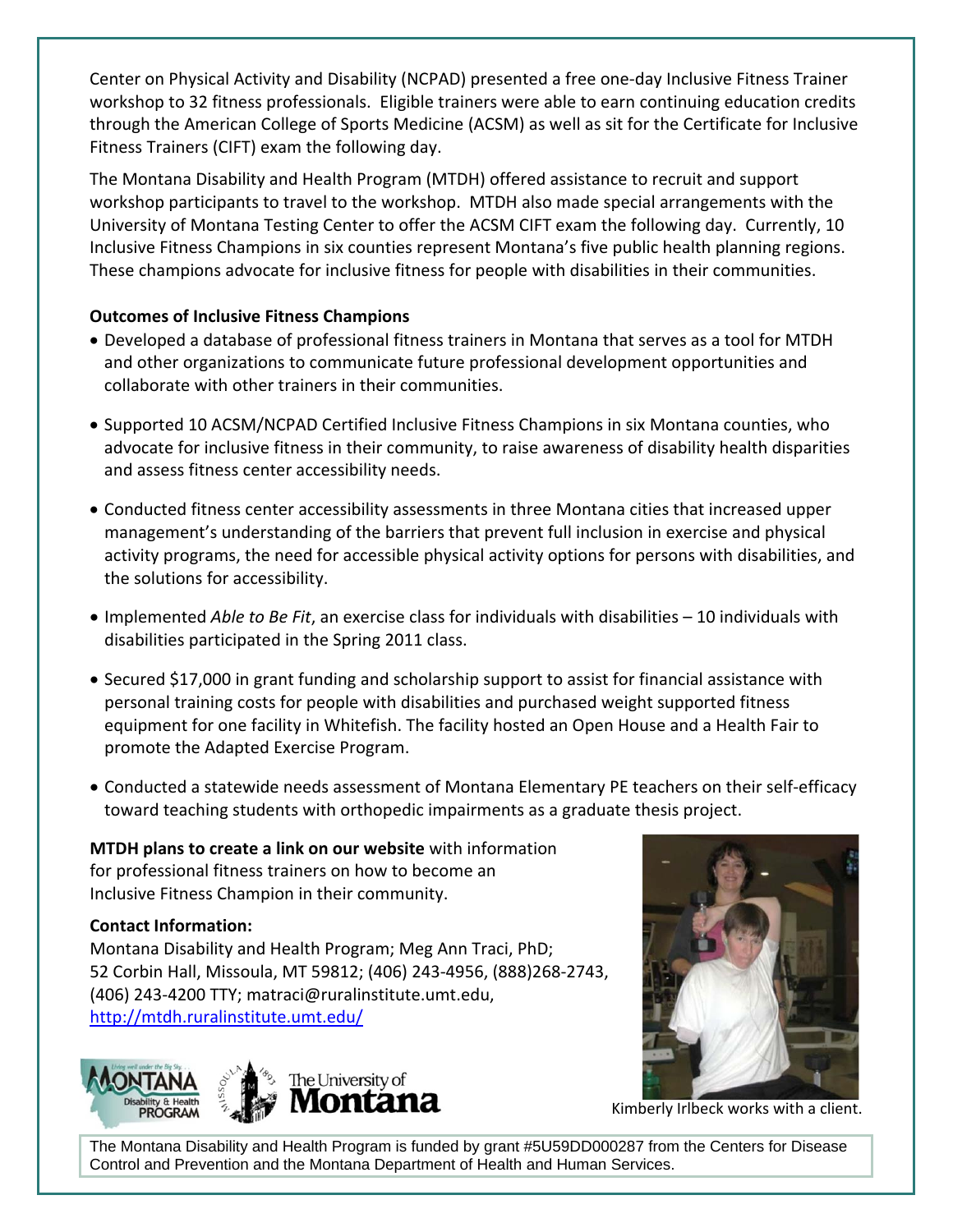Center on Physical Activity and Disability (NCPAD) presented a free one-day Inclusive Fitness Trainer workshop to 32 fitness professionals. Eligible trainers were able to earn continuing education credits through the American College of Sports Medicine (ACSM) as well as sit for the Certificate for Inclusive Fitness Trainers (CIFT) exam the following day.

The Montana Disability and Health Program (MTDH) offered assistance to recruit and support workshop participants to travel to the workshop. MTDH also made special arrangements with the University of Montana Testing Center to offer the ACSM CIFT exam the following day. Currently, 10 Inclusive Fitness Champions in six counties represent Montana's five public health planning regions. These champions advocate for inclusive fitness for people with disabilities in their communities.

**Outcomes of Inclusive Fitness Champions**

- Developed a database of professional fitness trainers in Montana that serves as a tool for MTDH and other organizations to communicate future professional development opportunities and collaborate with other trainers in their communities.
- Supported 10 ACSM/NCPAD Certified Inclusive Fitness Champions in six Montana counties, who advocate for inclusive fitness in their community, to raise awareness of disability health disparities and assess fitness center accessibility needs.
- Conducted fitness center accessibility assessments in three Montana cities that increased upper management's understanding of the barriers that prevent full inclusion in exercise and physical activity programs, the need for accessible physical activity options for persons with disabilities, and the solutions for accessibility.
- Implemented *Able to Be Fit*, an exercise class for individuals with disabilities – 10 individuals with disabilities participated in the Spring 2011 class.
- Secured $17,000 in grant funding and scholarship support to assist for financial assistance with personal training costs for people with disabilities and purchased weight supported fitness equipment for one facility in Whitefish. The facility hosted an Open House and a Health Fair to promote the Adapted Exercise Program.
- Conducted a statewide needs assessment of Montana Elementary PE teachers on their self-efficacy toward teaching students with orthopedic impairments as a graduate thesis project.

**MTDH plans to create a link on our website** with information for professional fitness trainers on how to become an Inclusive Fitness Champion in their community.

**Contact Information:**
Montana Disability and Health Program; Meg Ann Traci, PhD; 52 Corbin Hall, Missoula, MT 59812; (406) 243-4956, (888)268-2743, (406) 243-4200 TTY; matraci@ruralinstitute.umt.edu, http://mtdh.ruralinstitute.umt.edu/

Kimberly Irlbeck works with a client.

The Montana Disability and Health Program is funded by grant #5U59DD000287 from the Centers for Disease Control and Prevention and the Montana Department of Health and Human Services.